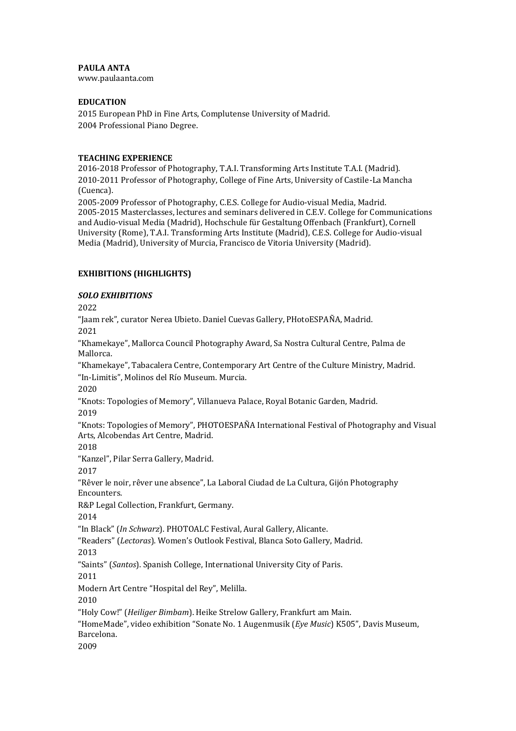**PAULA ANTA**
www.paulaanta.com

**EDUCATION**

2015 European PhD in Fine Arts, Complutense University of Madrid.
2004 Professional Piano Degree.

**TEACHING EXPERIENCE**

2016-2018 Professor of Photography, T.A.I. Transforming Arts Institute T.A.I. (Madrid).
2010-2011 Professor of Photography, College of Fine Arts, University of Castile-La Mancha (Cuenca).
2005-2009 Professor of Photography, C.E.S. College for Audio-visual Media, Madrid.
2005-2015 Masterclasses, lectures and seminars delivered in C.E.V. College for Communications and Audio-visual Media (Madrid), Hochschule für Gestaltung Offenbach (Frankfurt), Cornell University (Rome), T.A.I. Transforming Arts Institute (Madrid), C.E.S. College for Audio-visual Media (Madrid), University of Murcia, Francisco de Vitoria University (Madrid).

**EXHIBITIONS (HIGHLIGHTS)**

***SOLO EXHIBITIONS***

2022
"Jaam rek", curator Nerea Ubieto. Daniel Cuevas Gallery, PHotoESPAÑA, Madrid.
2021
"Khamekaye", Mallorca Council Photography Award, Sa Nostra Cultural Centre, Palma de Mallorca.
"Khamekaye", Tabacalera Centre, Contemporary Art Centre of the Culture Ministry, Madrid.
"In-Limitis", Molinos del Río Museum. Murcia.
2020
"Knots: Topologies of Memory", Villanueva Palace, Royal Botanic Garden, Madrid.
2019
"Knots: Topologies of Memory", PHOTOESPAÑA International Festival of Photography and Visual Arts, Alcobendas Art Centre, Madrid.
2018
"Kanzel", Pilar Serra Gallery, Madrid.
2017
"Rêver le noir, rêver une absence", La Laboral Ciudad de La Cultura, Gijón Photography Encounters.
R&P Legal Collection, Frankfurt, Germany.
2014
"In Black" (*In Schwarz*). PHOTOALC Festival, Aural Gallery, Alicante.
"Readers" (*Lectoras*). Women's Outlook Festival, Blanca Soto Gallery, Madrid.
2013
"Saints" (*Santos*). Spanish College, International University City of Paris.
2011
Modern Art Centre "Hospital del Rey", Melilla.
2010
"Holy Cow!" (*Heiliger Bimbam*). Heike Strelow Gallery, Frankfurt am Main.
"HomeMade", video exhibition "Sonate No. 1 Augenmusik (*Eye Music*) K505", Davis Museum, Barcelona.
2009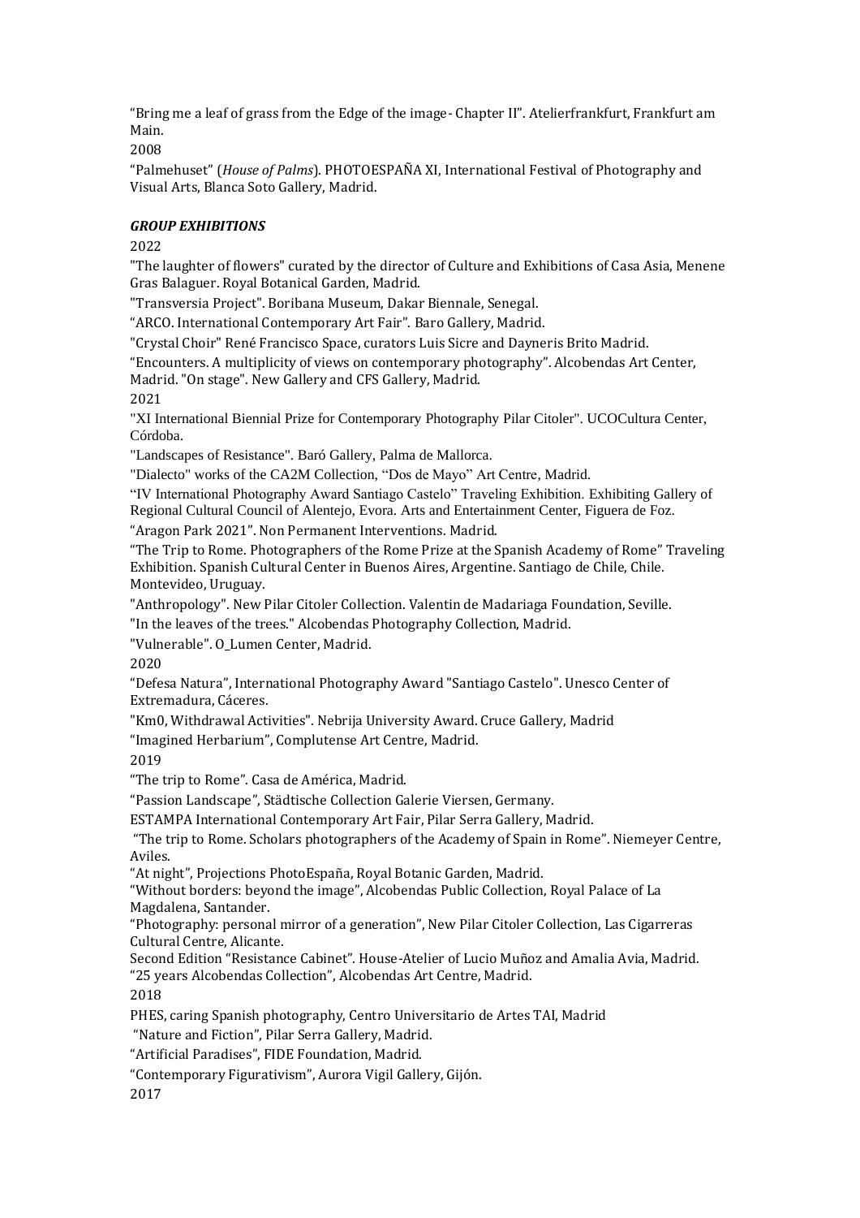"Bring me a leaf of grass from the Edge of the image- Chapter II". Atelierfrankfurt, Frankfurt am Main.

2008

"Palmehuset" (*House of Palms*). PHOTOESPAÑA XI, International Festival of Photography and Visual Arts, Blanca Soto Gallery, Madrid.

***GROUP EXHIBITIONS***

2022

"The laughter of flowers" curated by the director of Culture and Exhibitions of Casa Asia, Menene Gras Balaguer. Royal Botanical Garden, Madrid.

"Transversia Project". Boribana Museum, Dakar Biennale, Senegal.

"ARCO. International Contemporary Art Fair". Baro Gallery, Madrid.

"Crystal Choir" René Francisco Space, curators Luis Sicre and Dayneris Brito Madrid.

"Encounters. A multiplicity of views on contemporary photography". Alcobendas Art Center, Madrid. "On stage". New Gallery and CFS Gallery, Madrid.

2021

"XI International Biennial Prize for Contemporary Photography Pilar Citoler". UCOCultura Center, Córdoba.

"Landscapes of Resistance". Baró Gallery, Palma de Mallorca.

"Dialecto" works of the CA2M Collection, "Dos de Mayo" Art Centre, Madrid.

"IV International Photography Award Santiago Castelo" Traveling Exhibition. Exhibiting Gallery of Regional Cultural Council of Alentejo, Evora. Arts and Entertainment Center, Figuera de Foz.

"Aragon Park 2021". Non Permanent Interventions. Madrid.

"The Trip to Rome. Photographers of the Rome Prize at the Spanish Academy of Rome" Traveling Exhibition. Spanish Cultural Center in Buenos Aires, Argentine. Santiago de Chile, Chile. Montevideo, Uruguay.

"Anthropology". New Pilar Citoler Collection. Valentin de Madariaga Foundation, Seville.

"In the leaves of the trees." Alcobendas Photography Collection, Madrid.

"Vulnerable". O_Lumen Center, Madrid.

2020

"Defesa Natura", International Photography Award "Santiago Castelo". Unesco Center of Extremadura, Cáceres.

"Km0, Withdrawal Activities". Nebrija University Award. Cruce Gallery, Madrid

"Imagined Herbarium", Complutense Art Centre, Madrid.

2019

"The trip to Rome". Casa de América, Madrid.

"Passion Landscape", Städtische Collection Galerie Viersen, Germany.

ESTAMPA International Contemporary Art Fair, Pilar Serra Gallery, Madrid.

"The trip to Rome. Scholars photographers of the Academy of Spain in Rome". Niemeyer Centre, Aviles.

"At night", Projections PhotoEspaña, Royal Botanic Garden, Madrid.

"Without borders: beyond the image", Alcobendas Public Collection, Royal Palace of La Magdalena, Santander.

"Photography: personal mirror of a generation", New Pilar Citoler Collection, Las Cigarreras Cultural Centre, Alicante.

Second Edition "Resistance Cabinet". House-Atelier of Lucio Muñoz and Amalia Avia, Madrid.

"25 years Alcobendas Collection", Alcobendas Art Centre, Madrid.

2018

PHES, caring Spanish photography, Centro Universitario de Artes TAI, Madrid

"Nature and Fiction", Pilar Serra Gallery, Madrid.

"Artificial Paradises", FIDE Foundation, Madrid.

"Contemporary Figurativism", Aurora Vigil Gallery, Gijón.

2017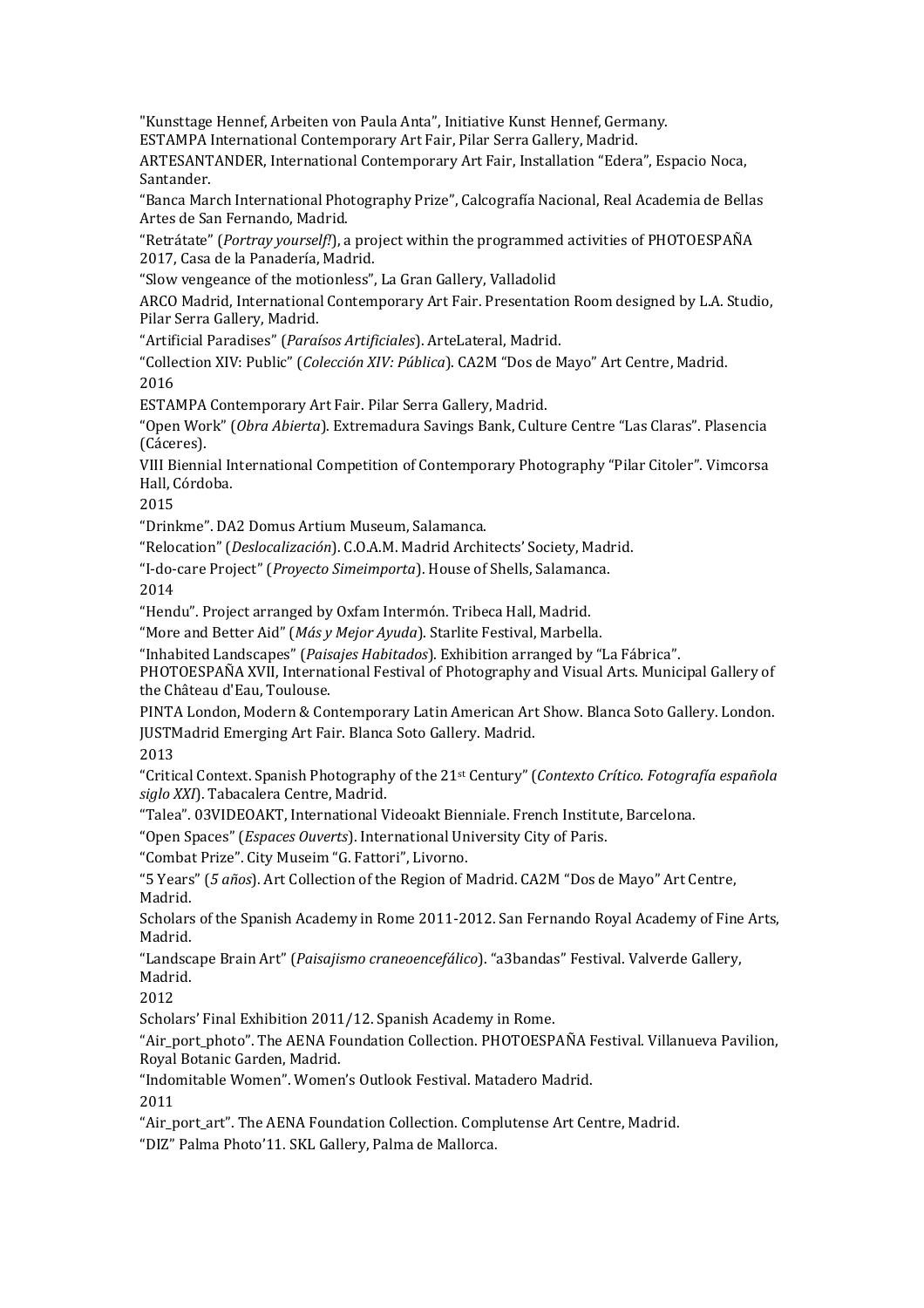"Kunsttage Hennef, Arbeiten von Paula Anta", Initiative Kunst Hennef, Germany.

ESTAMPA International Contemporary Art Fair, Pilar Serra Gallery, Madrid.

ARTESANTANDER, International Contemporary Art Fair, Installation "Edera", Espacio Noca, Santander.

"Banca March International Photography Prize", Calcografía Nacional, Real Academia de Bellas Artes de San Fernando, Madrid.

"Retrátate" (*Portray yourself!*), a project within the programmed activities of PHOTOESPAÑA 2017, Casa de la Panadería, Madrid.

"Slow vengeance of the motionless", La Gran Gallery, Valladolid

ARCO Madrid, International Contemporary Art Fair. Presentation Room designed by L.A. Studio, Pilar Serra Gallery, Madrid.

"Artificial Paradises" (*Paraísos Artificiales*). ArteLateral, Madrid.

"Collection XIV: Public" (*Colección XIV: Pública*). CA2M "Dos de Mayo" Art Centre, Madrid.

2016

ESTAMPA Contemporary Art Fair. Pilar Serra Gallery, Madrid.

"Open Work" (*Obra Abierta*). Extremadura Savings Bank, Culture Centre "Las Claras". Plasencia (Cáceres).

VIII Biennial International Competition of Contemporary Photography "Pilar Citoler". Vimcorsa Hall, Córdoba.

2015

"Drinkme". DA2 Domus Artium Museum, Salamanca.

"Relocation" (*Deslocalización*). C.O.A.M. Madrid Architects' Society, Madrid.

"I-do-care Project" (*Proyecto Simeimporta*). House of Shells, Salamanca.

2014

"Hendu". Project arranged by Oxfam Intermón. Tribeca Hall, Madrid.

"More and Better Aid" (*Más y Mejor Ayuda*). Starlite Festival, Marbella.

"Inhabited Landscapes" (*Paisajes Habitados*). Exhibition arranged by "La Fábrica".
PHOTOESPAÑA XVII, International Festival of Photography and Visual Arts. Municipal Gallery of the Château d'Eau, Toulouse.

PINTA London, Modern & Contemporary Latin American Art Show. Blanca Soto Gallery. London.

JUSTMadrid Emerging Art Fair. Blanca Soto Gallery. Madrid.

2013

"Critical Context. Spanish Photography of the 21st Century" (*Contexto Crítico. Fotografía española siglo XXI*). Tabacalera Centre, Madrid.

"Talea". 03VIDEOAKT, International Videoakt Bienniale. French Institute, Barcelona.

"Open Spaces" (*Espaces Ouverts*). International University City of Paris.

"Combat Prize". City Museim "G. Fattori", Livorno.

"5 Years" (*5 años*). Art Collection of the Region of Madrid. CA2M "Dos de Mayo" Art Centre, Madrid.

Scholars of the Spanish Academy in Rome 2011-2012. San Fernando Royal Academy of Fine Arts, Madrid.

"Landscape Brain Art" (*Paisajismo craneoencefálico*). "a3bandas" Festival. Valverde Gallery, Madrid.

2012

Scholars' Final Exhibition 2011/12. Spanish Academy in Rome.

"Air_port_photo". The AENA Foundation Collection. PHOTOESPAÑA Festival. Villanueva Pavilion, Royal Botanic Garden, Madrid.

"Indomitable Women". Women's Outlook Festival. Matadero Madrid.

2011

"Air_port_art". The AENA Foundation Collection. Complutense Art Centre, Madrid.

"DIZ" Palma Photo'11. SKL Gallery, Palma de Mallorca.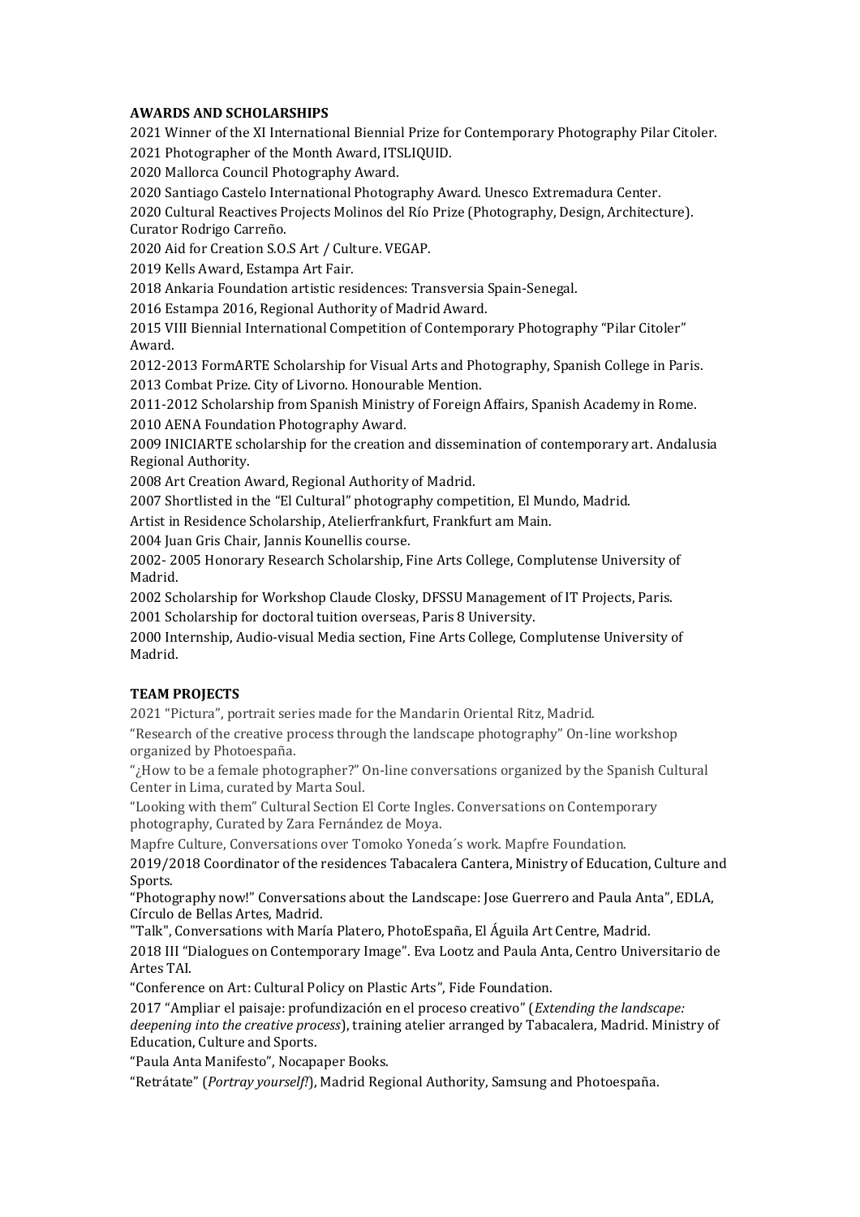**AWARDS AND SCHOLARSHIPS**

2021 Winner of the XI International Biennial Prize for Contemporary Photography Pilar Citoler.

2021 Photographer of the Month Award, ITSLIQUID.

2020 Mallorca Council Photography Award.

2020 Santiago Castelo International Photography Award. Unesco Extremadura Center.

2020 Cultural Reactives Projects Molinos del Río Prize (Photography, Design, Architecture). Curator Rodrigo Carreño.

2020 Aid for Creation S.O.S Art / Culture. VEGAP.

2019 Kells Award, Estampa Art Fair.

2018 Ankaria Foundation artistic residences: Transversia Spain-Senegal.

2016 Estampa 2016, Regional Authority of Madrid Award.

2015 VIII Biennial International Competition of Contemporary Photography "Pilar Citoler" Award.

2012-2013 FormARTE Scholarship for Visual Arts and Photography, Spanish College in Paris.

2013 Combat Prize. City of Livorno. Honourable Mention.

2011-2012 Scholarship from Spanish Ministry of Foreign Affairs, Spanish Academy in Rome.

2010 AENA Foundation Photography Award.

2009 INICIARTE scholarship for the creation and dissemination of contemporary art. Andalusia Regional Authority.

2008 Art Creation Award, Regional Authority of Madrid.

2007 Shortlisted in the "El Cultural" photography competition, El Mundo, Madrid.

Artist in Residence Scholarship, Atelierfrankfurt, Frankfurt am Main.

2004 Juan Gris Chair, Jannis Kounellis course.

2002- 2005 Honorary Research Scholarship, Fine Arts College, Complutense University of Madrid.

2002 Scholarship for Workshop Claude Closky, DFSSU Management of IT Projects, Paris.

2001 Scholarship for doctoral tuition overseas, Paris 8 University.

2000 Internship, Audio-visual Media section, Fine Arts College, Complutense University of Madrid.

**TEAM PROJECTS**

2021 "Pictura", portrait series made for the Mandarin Oriental Ritz, Madrid.

"Research of the creative process through the landscape photography" On-line workshop organized by Photoespaña.

"¿How to be a female photographer?" On-line conversations organized by the Spanish Cultural Center in Lima, curated by Marta Soul.

"Looking with them" Cultural Section El Corte Ingles. Conversations on Contemporary photography, Curated by Zara Fernández de Moya.

Mapfre Culture, Conversations over Tomoko Yoneda´s work. Mapfre Foundation.

2019/2018 Coordinator of the residences Tabacalera Cantera, Ministry of Education, Culture and Sports.

"Photography now!" Conversations about the Landscape: Jose Guerrero and Paula Anta", EDLA, Círculo de Bellas Artes, Madrid.

"Talk", Conversations with María Platero, PhotoEspaña, El Águila Art Centre, Madrid.

2018 III "Dialogues on Contemporary Image". Eva Lootz and Paula Anta, Centro Universitario de Artes TAI.

"Conference on Art: Cultural Policy on Plastic Arts", Fide Foundation.

2017 "Ampliar el paisaje: profundización en el proceso creativo" (*Extending the landscape: deepening into the creative process*), training atelier arranged by Tabacalera, Madrid. Ministry of Education, Culture and Sports.

"Paula Anta Manifesto", Nocapaper Books.

"Retrátate" (*Portray yourself!*), Madrid Regional Authority, Samsung and Photoespaña.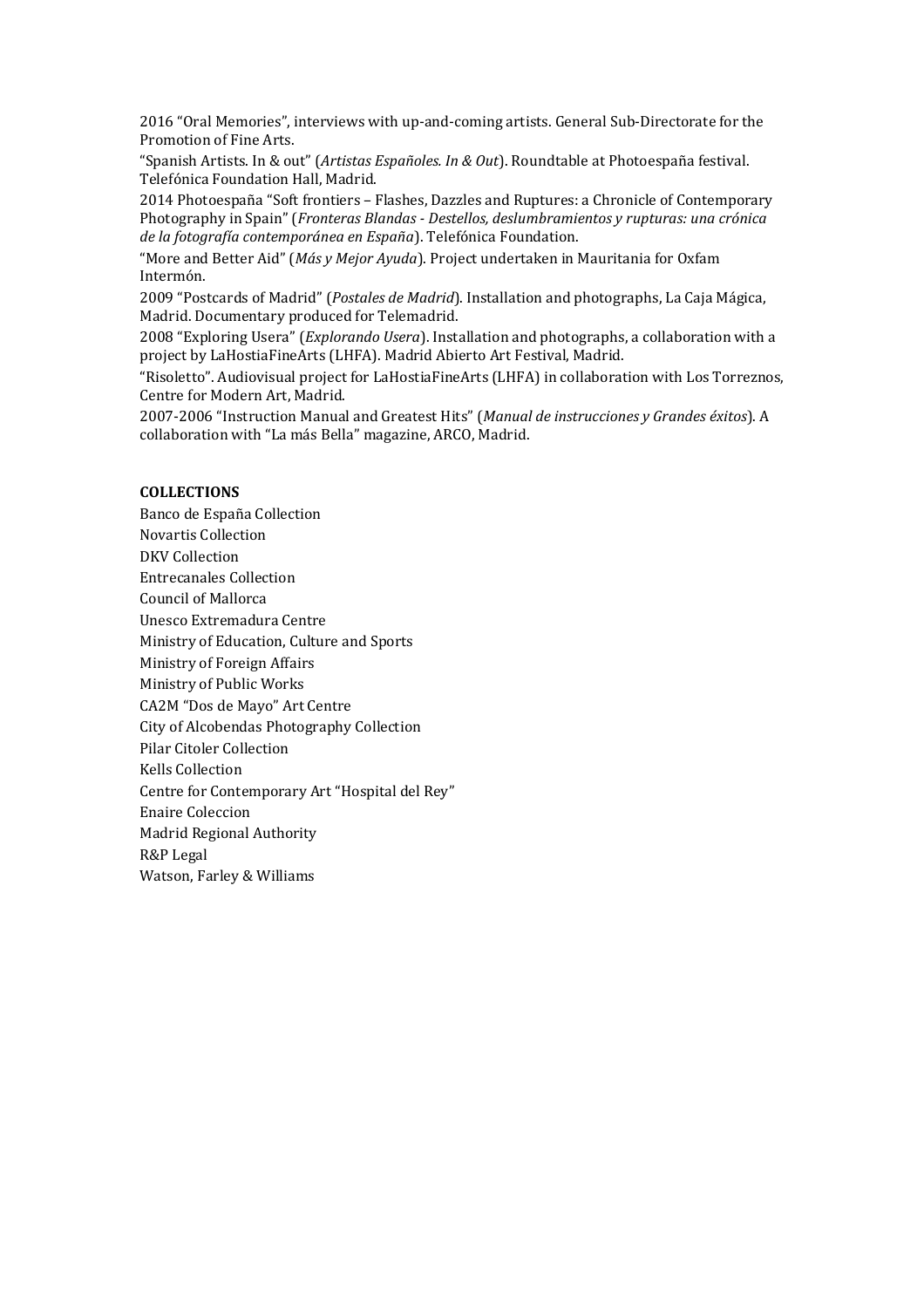2016 "Oral Memories", interviews with up-and-coming artists. General Sub-Directorate for the Promotion of Fine Arts.

"Spanish Artists. In & out" (*Artistas Españoles. In & Out*). Roundtable at Photoespaña festival. Telefónica Foundation Hall, Madrid.

2014 Photoespaña "Soft frontiers – Flashes, Dazzles and Ruptures: a Chronicle of Contemporary Photography in Spain" (*Fronteras Blandas - Destellos, deslumbramientos y rupturas: una crónica de la fotografía contemporánea en España*). Telefónica Foundation.

"More and Better Aid" (*Más y Mejor Ayuda*). Project undertaken in Mauritania for Oxfam Intermón.

2009 "Postcards of Madrid" (*Postales de Madrid*). Installation and photographs, La Caja Mágica, Madrid. Documentary produced for Telemadrid.

2008 "Exploring Usera" (*Explorando Usera*). Installation and photographs, a collaboration with a project by LaHostiaFineArts (LHFA). Madrid Abierto Art Festival, Madrid.

"Risoletto". Audiovisual project for LaHostiaFineArts (LHFA) in collaboration with Los Torreznos, Centre for Modern Art, Madrid.

2007-2006 "Instruction Manual and Greatest Hits" (*Manual de instrucciones y Grandes éxitos*). A collaboration with "La más Bella" magazine, ARCO, Madrid.

**COLLECTIONS**

Banco de España Collection
Novartis Collection
DKV Collection
Entrecanales Collection
Council of Mallorca
Unesco Extremadura Centre
Ministry of Education, Culture and Sports
Ministry of Foreign Affairs
Ministry of Public Works
CA2M "Dos de Mayo" Art Centre
City of Alcobendas Photography Collection
Pilar Citoler Collection
Kells Collection
Centre for Contemporary Art "Hospital del Rey"
Enaire Coleccion
Madrid Regional Authority
R&P Legal
Watson, Farley & Williams